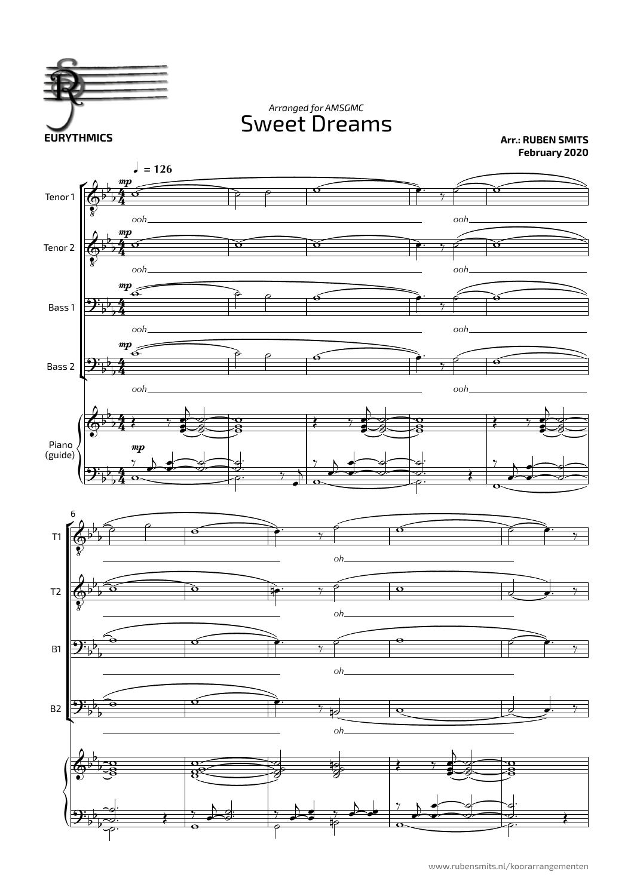EURYTHMICS

*Arranged for AMSGMC*

# Sweet Dreams

**Arr.: RUBEN SMITS**
**February 2020**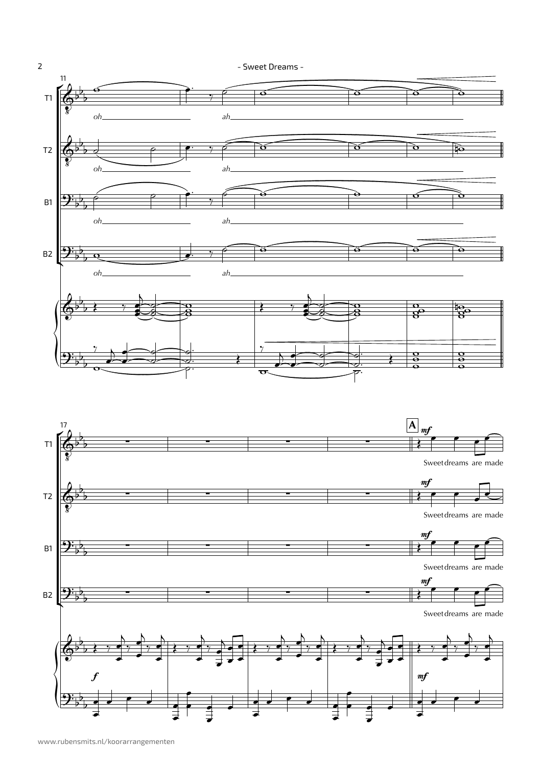11

T1 — *oh* — *ah*

T2 — *oh* — *ah*

B1 — *oh* — *ah*

B2 — *oh* — *ah*

17

**A**

T1 — *mf* — Sweet dreams are made

T2 — *mf* — Sweet dreams are made

B1 — *mf* — Sweet dreams are made

B2 — *mf* — Sweet dreams are made

Piano — *f* — *mf*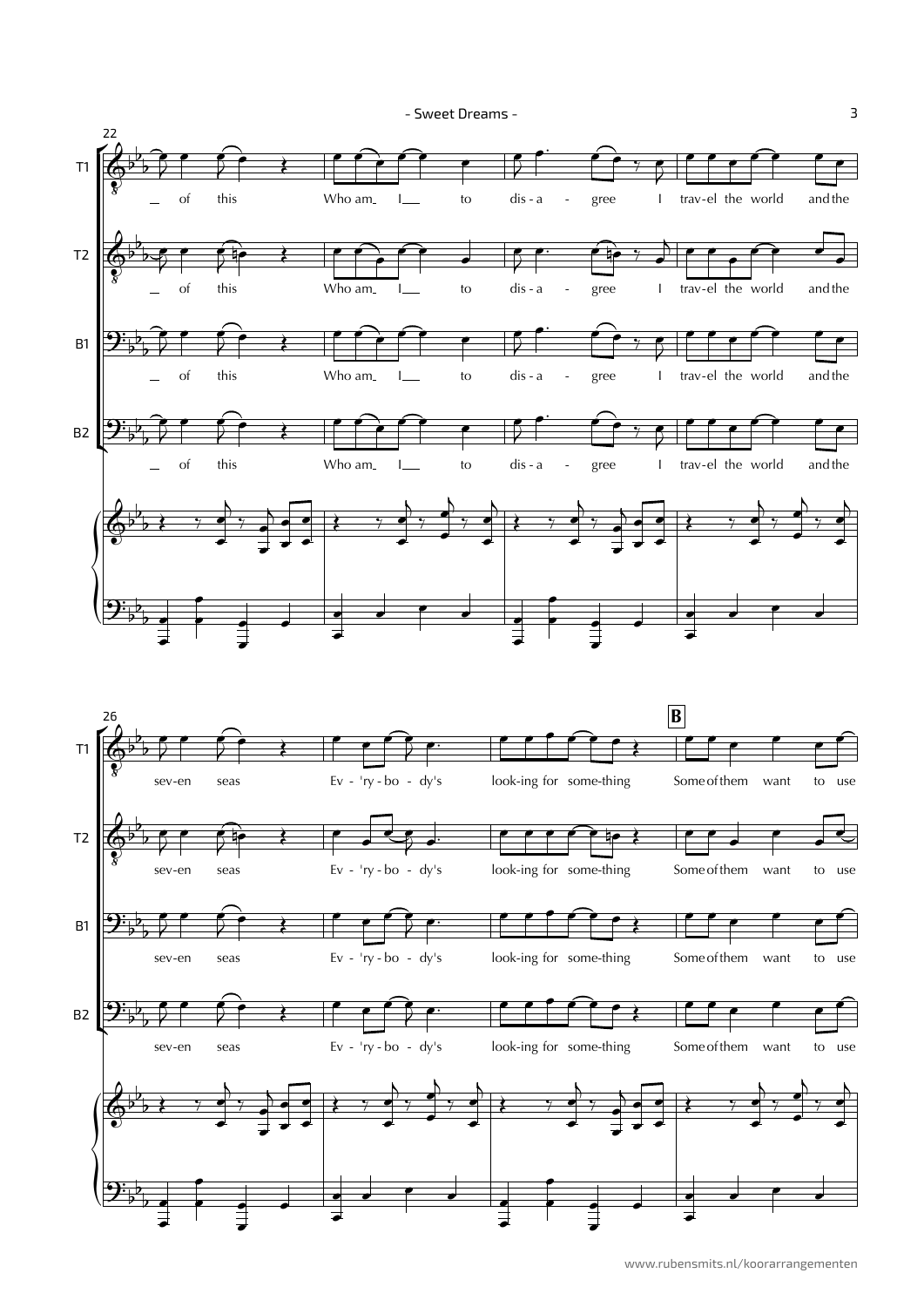22

T1, T2, B1, B2: _ of this Who am_ I__ to dis - a - gree I trav-el the world and the

26

**B**

T1, T2, B1, B2: sev-en seas Ev - 'ry - bo - dy's look-ing for some-thing Some of them want to use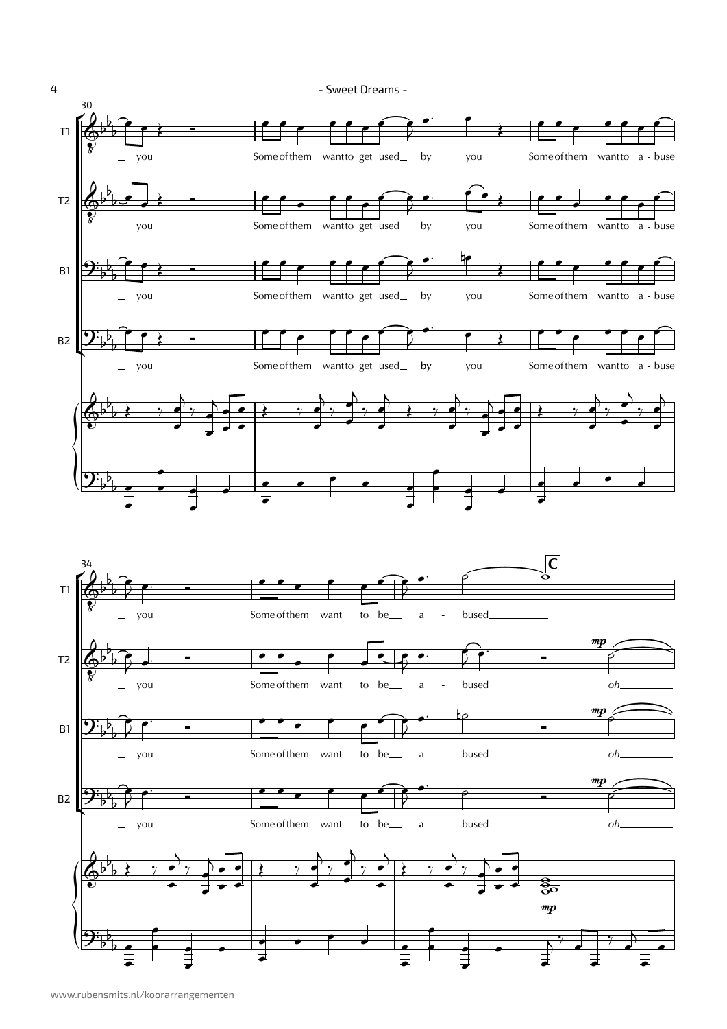30

**T1**: _ you / Some of them want to get used _ by you / Some of them want to a - buse

**T2**: _ you / Some of them want to get used _ by you / Some of them want to a - buse

**B1**: _ you / Some of them want to get used _ by you / Some of them want to a - buse

**B2**: _ you / Some of them want to get used _ by you / Some of them want to a - buse

34 — **C**

**T1**: _ you / Some of them want to be _ a - bused

**T2**: _ you / Some of them want to be _ a - bused / *mp* *oh*

**B1**: _ you / Some of them want to be _ a - bused / *mp* *oh*

**B2**: _ you / Some of them want to be _ a - bused / *mp* *oh*

Piano: *mp*